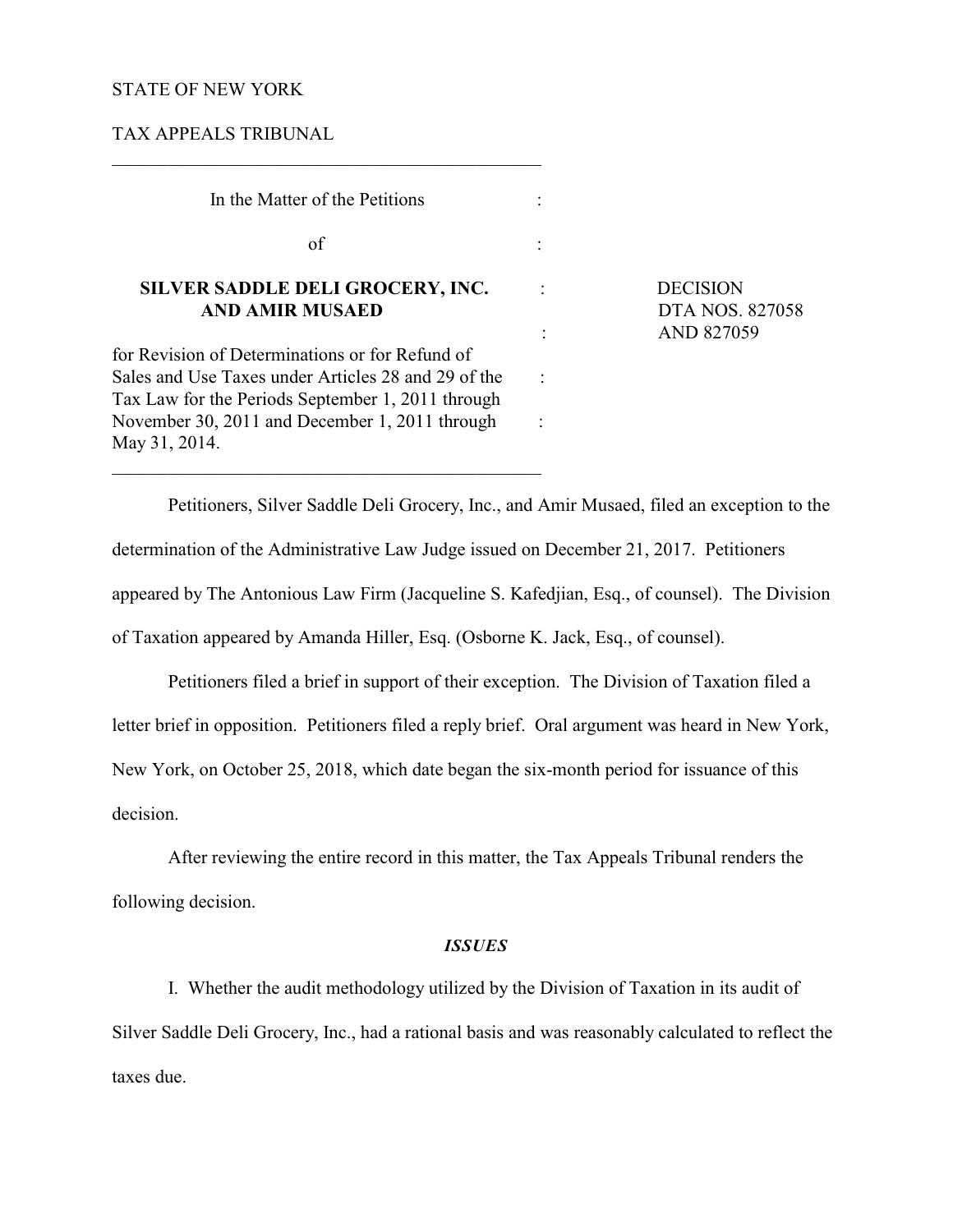STATE OF NEW YORK

TAX APPEALS TRIBUNAL

---

In the Matter of the Petitions

of

**SILVER SADDLE DELI GROCERY, INC. AND AMIR MUSAED**

for Revision of Determinations or for Refund of Sales and Use Taxes under Articles 28 and 29 of the Tax Law for the Periods September 1, 2011 through November 30, 2011 and December 1, 2011 through May 31, 2014.

---

DECISION
DTA NOS. 827058 AND 827059

Petitioners, Silver Saddle Deli Grocery, Inc., and Amir Musaed, filed an exception to the determination of the Administrative Law Judge issued on December 21, 2017. Petitioners appeared by The Antonious Law Firm (Jacqueline S. Kafedjian, Esq., of counsel). The Division of Taxation appeared by Amanda Hiller, Esq. (Osborne K. Jack, Esq., of counsel).

Petitioners filed a brief in support of their exception. The Division of Taxation filed a letter brief in opposition. Petitioners filed a reply brief. Oral argument was heard in New York, New York, on October 25, 2018, which date began the six-month period for issuance of this decision.

After reviewing the entire record in this matter, the Tax Appeals Tribunal renders the following decision.

***ISSUES***

I. Whether the audit methodology utilized by the Division of Taxation in its audit of Silver Saddle Deli Grocery, Inc., had a rational basis and was reasonably calculated to reflect the taxes due.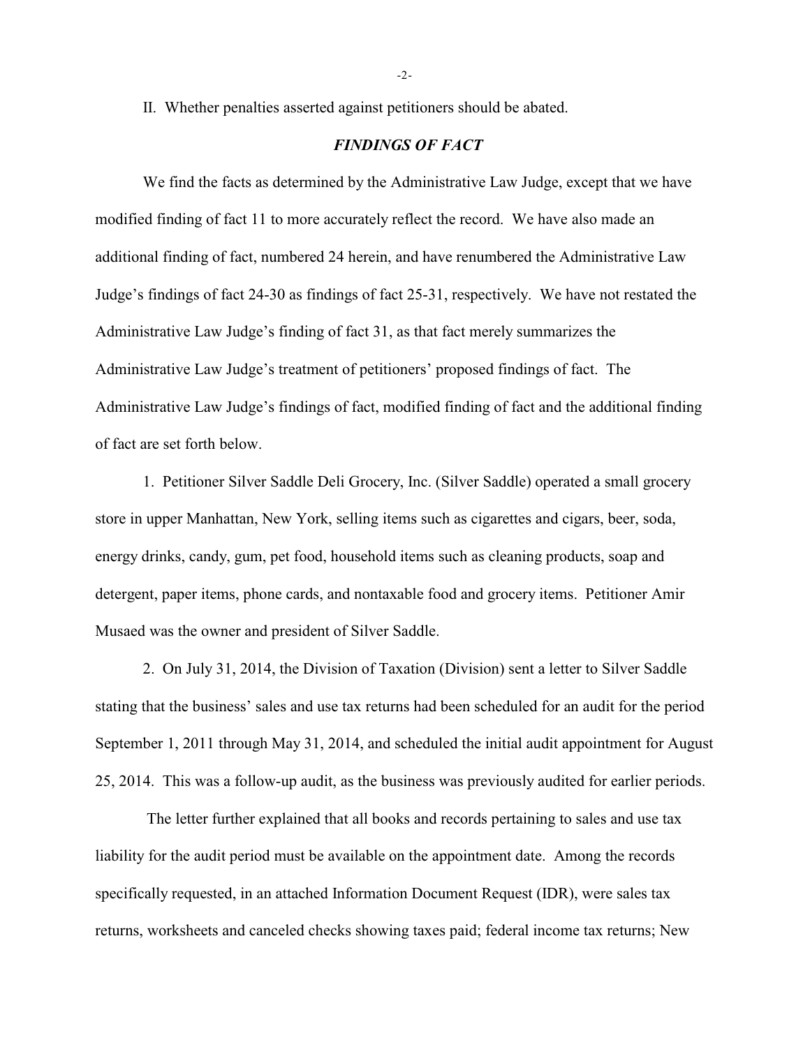II. Whether penalties asserted against petitioners should be abated.

## *FINDINGS OF FACT*

We find the facts as determined by the Administrative Law Judge, except that we have modified finding of fact 11 to more accurately reflect the record. We have also made an additional finding of fact, numbered 24 herein, and have renumbered the Administrative Law Judge's findings of fact 24-30 as findings of fact 25-31, respectively. We have not restated the Administrative Law Judge's finding of fact 31, as that fact merely summarizes the Administrative Law Judge's treatment of petitioners' proposed findings of fact. The Administrative Law Judge's findings of fact, modified finding of fact and the additional finding of fact are set forth below.

1. Petitioner Silver Saddle Deli Grocery, Inc. (Silver Saddle) operated a small grocery store in upper Manhattan, New York, selling items such as cigarettes and cigars, beer, soda, energy drinks, candy, gum, pet food, household items such as cleaning products, soap and detergent, paper items, phone cards, and nontaxable food and grocery items. Petitioner Amir Musaed was the owner and president of Silver Saddle.

2. On July 31, 2014, the Division of Taxation (Division) sent a letter to Silver Saddle stating that the business' sales and use tax returns had been scheduled for an audit for the period September 1, 2011 through May 31, 2014, and scheduled the initial audit appointment for August 25, 2014. This was a follow-up audit, as the business was previously audited for earlier periods.

The letter further explained that all books and records pertaining to sales and use tax liability for the audit period must be available on the appointment date. Among the records specifically requested, in an attached Information Document Request (IDR), were sales tax returns, worksheets and canceled checks showing taxes paid; federal income tax returns; New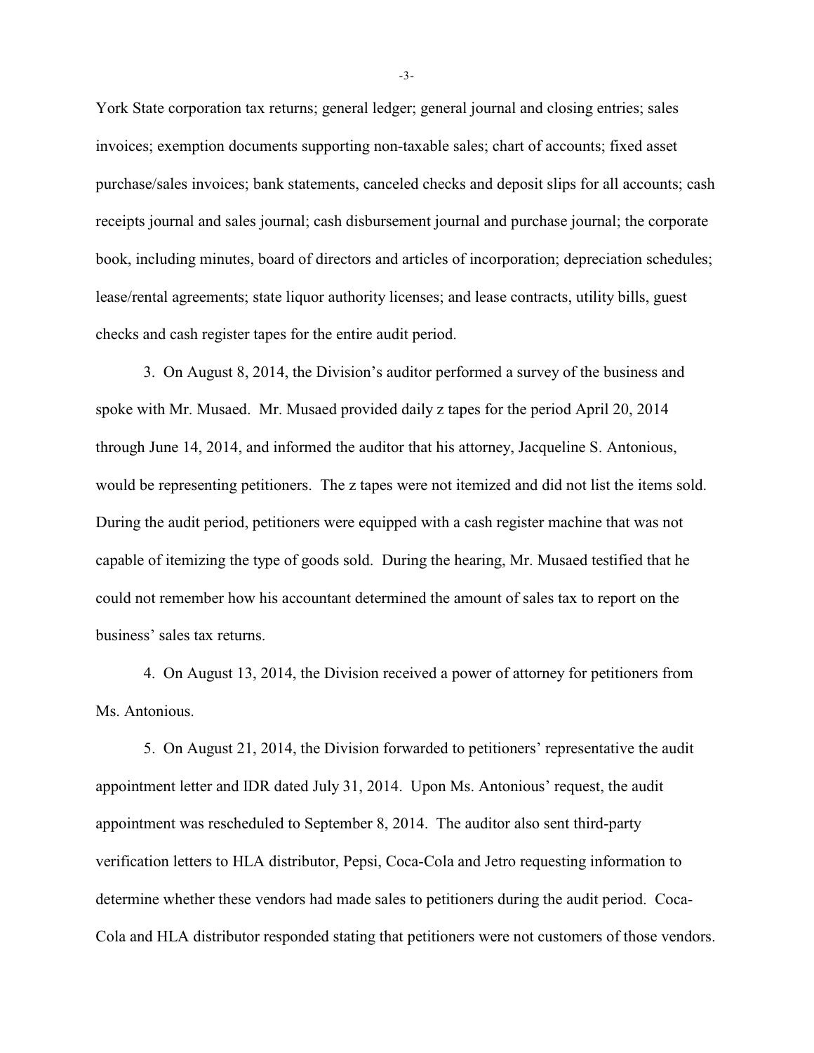York State corporation tax returns; general ledger; general journal and closing entries; sales invoices; exemption documents supporting non-taxable sales; chart of accounts; fixed asset purchase/sales invoices; bank statements, canceled checks and deposit slips for all accounts; cash receipts journal and sales journal; cash disbursement journal and purchase journal; the corporate book, including minutes, board of directors and articles of incorporation; depreciation schedules; lease/rental agreements; state liquor authority licenses; and lease contracts, utility bills, guest checks and cash register tapes for the entire audit period.

3. On August 8, 2014, the Division's auditor performed a survey of the business and spoke with Mr. Musaed. Mr. Musaed provided daily z tapes for the period April 20, 2014 through June 14, 2014, and informed the auditor that his attorney, Jacqueline S. Antonious, would be representing petitioners. The z tapes were not itemized and did not list the items sold. During the audit period, petitioners were equipped with a cash register machine that was not capable of itemizing the type of goods sold. During the hearing, Mr. Musaed testified that he could not remember how his accountant determined the amount of sales tax to report on the business' sales tax returns.

4. On August 13, 2014, the Division received a power of attorney for petitioners from Ms. Antonious.

5. On August 21, 2014, the Division forwarded to petitioners' representative the audit appointment letter and IDR dated July 31, 2014. Upon Ms. Antonious' request, the audit appointment was rescheduled to September 8, 2014. The auditor also sent third-party verification letters to HLA distributor, Pepsi, Coca-Cola and Jetro requesting information to determine whether these vendors had made sales to petitioners during the audit period. Coca-Cola and HLA distributor responded stating that petitioners were not customers of those vendors.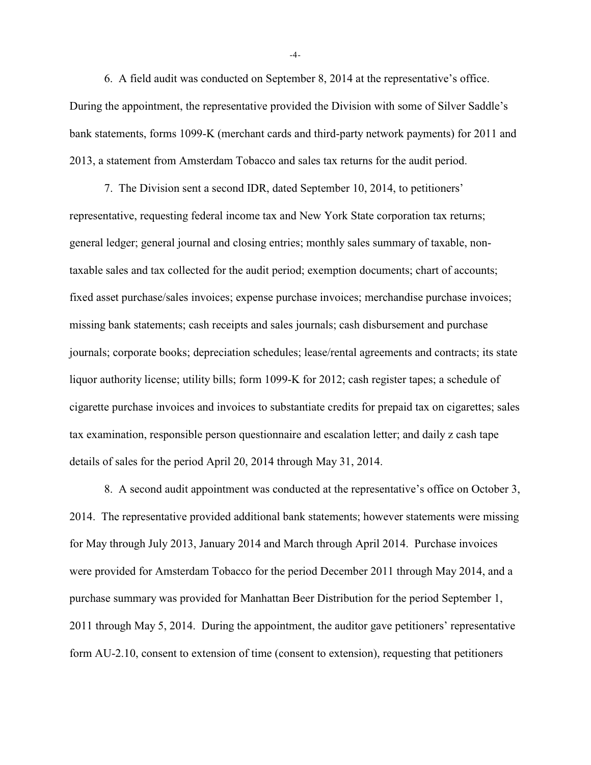6. A field audit was conducted on September 8, 2014 at the representative's office. During the appointment, the representative provided the Division with some of Silver Saddle's bank statements, forms 1099-K (merchant cards and third-party network payments) for 2011 and 2013, a statement from Amsterdam Tobacco and sales tax returns for the audit period.

7. The Division sent a second IDR, dated September 10, 2014, to petitioners' representative, requesting federal income tax and New York State corporation tax returns; general ledger; general journal and closing entries; monthly sales summary of taxable, non-taxable sales and tax collected for the audit period; exemption documents; chart of accounts; fixed asset purchase/sales invoices; expense purchase invoices; merchandise purchase invoices; missing bank statements; cash receipts and sales journals; cash disbursement and purchase journals; corporate books; depreciation schedules; lease/rental agreements and contracts; its state liquor authority license; utility bills; form 1099-K for 2012; cash register tapes; a schedule of cigarette purchase invoices and invoices to substantiate credits for prepaid tax on cigarettes; sales tax examination, responsible person questionnaire and escalation letter; and daily z cash tape details of sales for the period April 20, 2014 through May 31, 2014.

8. A second audit appointment was conducted at the representative's office on October 3, 2014. The representative provided additional bank statements; however statements were missing for May through July 2013, January 2014 and March through April 2014. Purchase invoices were provided for Amsterdam Tobacco for the period December 2011 through May 2014, and a purchase summary was provided for Manhattan Beer Distribution for the period September 1, 2011 through May 5, 2014. During the appointment, the auditor gave petitioners' representative form AU-2.10, consent to extension of time (consent to extension), requesting that petitioners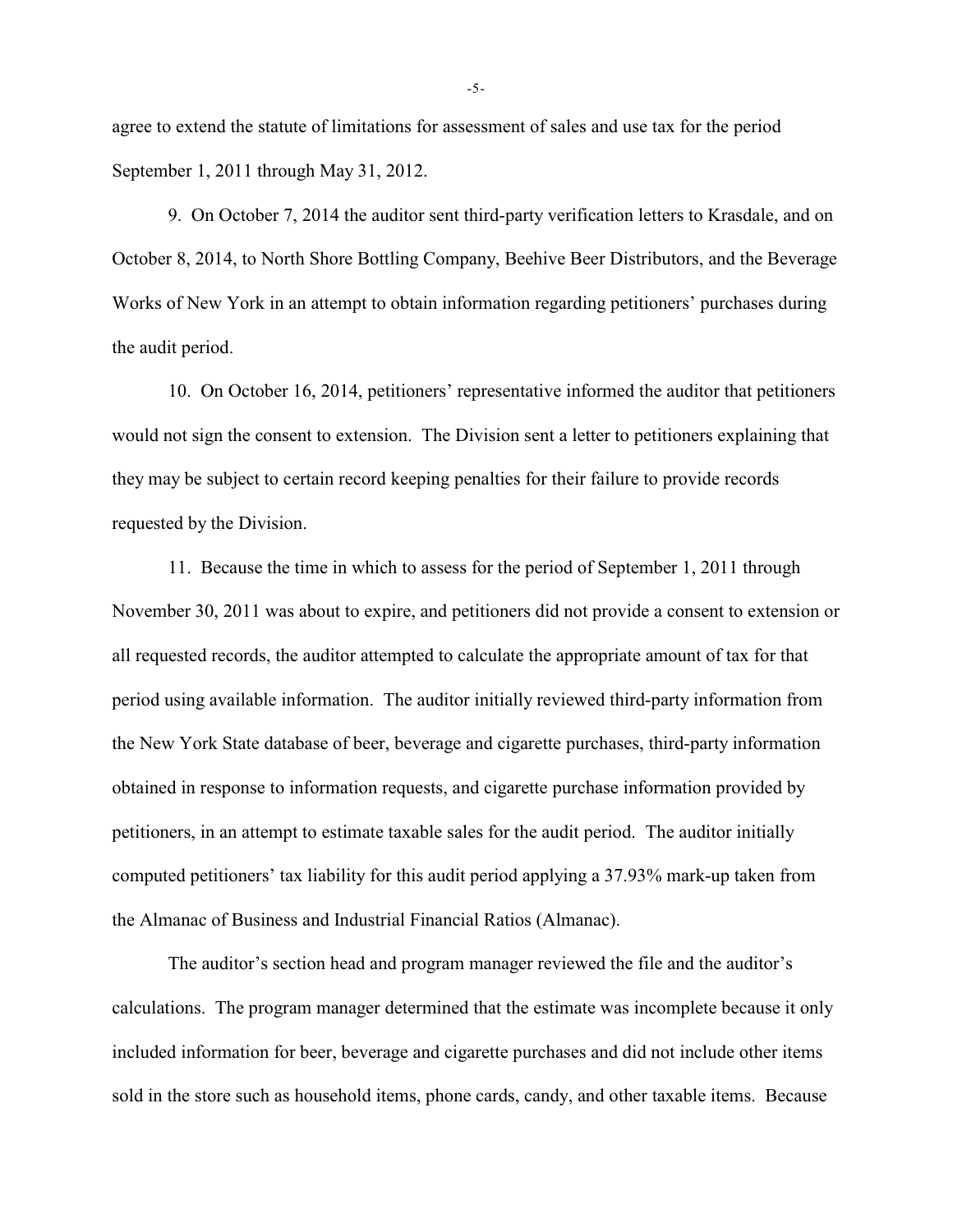agree to extend the statute of limitations for assessment of sales and use tax for the period September 1, 2011 through May 31, 2012.

9. On October 7, 2014 the auditor sent third-party verification letters to Krasdale, and on October 8, 2014, to North Shore Bottling Company, Beehive Beer Distributors, and the Beverage Works of New York in an attempt to obtain information regarding petitioners' purchases during the audit period.

10. On October 16, 2014, petitioners' representative informed the auditor that petitioners would not sign the consent to extension. The Division sent a letter to petitioners explaining that they may be subject to certain record keeping penalties for their failure to provide records requested by the Division.

11. Because the time in which to assess for the period of September 1, 2011 through November 30, 2011 was about to expire, and petitioners did not provide a consent to extension or all requested records, the auditor attempted to calculate the appropriate amount of tax for that period using available information. The auditor initially reviewed third-party information from the New York State database of beer, beverage and cigarette purchases, third-party information obtained in response to information requests, and cigarette purchase information provided by petitioners, in an attempt to estimate taxable sales for the audit period. The auditor initially computed petitioners' tax liability for this audit period applying a 37.93% mark-up taken from the Almanac of Business and Industrial Financial Ratios (Almanac).

The auditor's section head and program manager reviewed the file and the auditor's calculations. The program manager determined that the estimate was incomplete because it only included information for beer, beverage and cigarette purchases and did not include other items sold in the store such as household items, phone cards, candy, and other taxable items. Because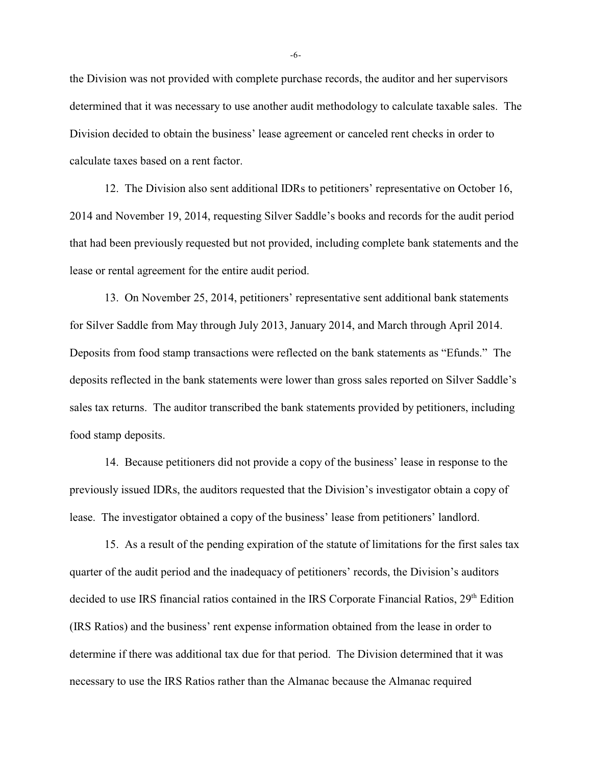the Division was not provided with complete purchase records, the auditor and her supervisors determined that it was necessary to use another audit methodology to calculate taxable sales. The Division decided to obtain the business' lease agreement or canceled rent checks in order to calculate taxes based on a rent factor.

12. The Division also sent additional IDRs to petitioners' representative on October 16, 2014 and November 19, 2014, requesting Silver Saddle's books and records for the audit period that had been previously requested but not provided, including complete bank statements and the lease or rental agreement for the entire audit period.

13. On November 25, 2014, petitioners' representative sent additional bank statements for Silver Saddle from May through July 2013, January 2014, and March through April 2014. Deposits from food stamp transactions were reflected on the bank statements as "Efunds." The deposits reflected in the bank statements were lower than gross sales reported on Silver Saddle's sales tax returns. The auditor transcribed the bank statements provided by petitioners, including food stamp deposits.

14. Because petitioners did not provide a copy of the business' lease in response to the previously issued IDRs, the auditors requested that the Division's investigator obtain a copy of lease. The investigator obtained a copy of the business' lease from petitioners' landlord.

15. As a result of the pending expiration of the statute of limitations for the first sales tax quarter of the audit period and the inadequacy of petitioners' records, the Division's auditors decided to use IRS financial ratios contained in the IRS Corporate Financial Ratios, 29th Edition (IRS Ratios) and the business' rent expense information obtained from the lease in order to determine if there was additional tax due for that period. The Division determined that it was necessary to use the IRS Ratios rather than the Almanac because the Almanac required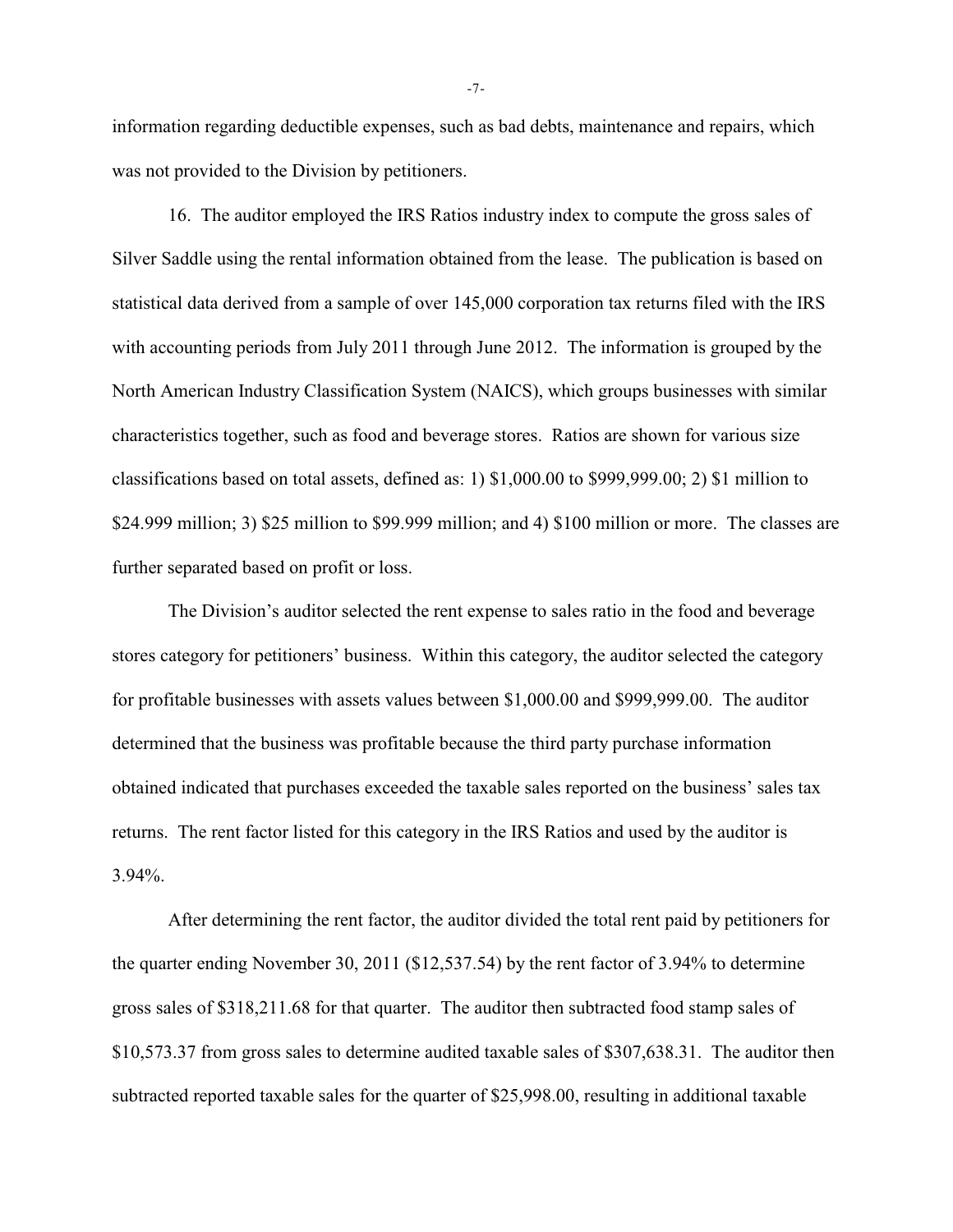information regarding deductible expenses, such as bad debts, maintenance and repairs, which was not provided to the Division by petitioners.

16. The auditor employed the IRS Ratios industry index to compute the gross sales of Silver Saddle using the rental information obtained from the lease. The publication is based on statistical data derived from a sample of over 145,000 corporation tax returns filed with the IRS with accounting periods from July 2011 through June 2012. The information is grouped by the North American Industry Classification System (NAICS), which groups businesses with similar characteristics together, such as food and beverage stores. Ratios are shown for various size classifications based on total assets, defined as: 1) $1,000.00 to $999,999.00; 2) $1 million to $24.999 million; 3) $25 million to $99.999 million; and 4) $100 million or more. The classes are further separated based on profit or loss.

The Division's auditor selected the rent expense to sales ratio in the food and beverage stores category for petitioners' business. Within this category, the auditor selected the category for profitable businesses with assets values between $1,000.00 and $999,999.00. The auditor determined that the business was profitable because the third party purchase information obtained indicated that purchases exceeded the taxable sales reported on the business' sales tax returns. The rent factor listed for this category in the IRS Ratios and used by the auditor is 3.94%.

After determining the rent factor, the auditor divided the total rent paid by petitioners for the quarter ending November 30, 2011 ($12,537.54) by the rent factor of 3.94% to determine gross sales of $318,211.68 for that quarter. The auditor then subtracted food stamp sales of $10,573.37 from gross sales to determine audited taxable sales of $307,638.31. The auditor then subtracted reported taxable sales for the quarter of $25,998.00, resulting in additional taxable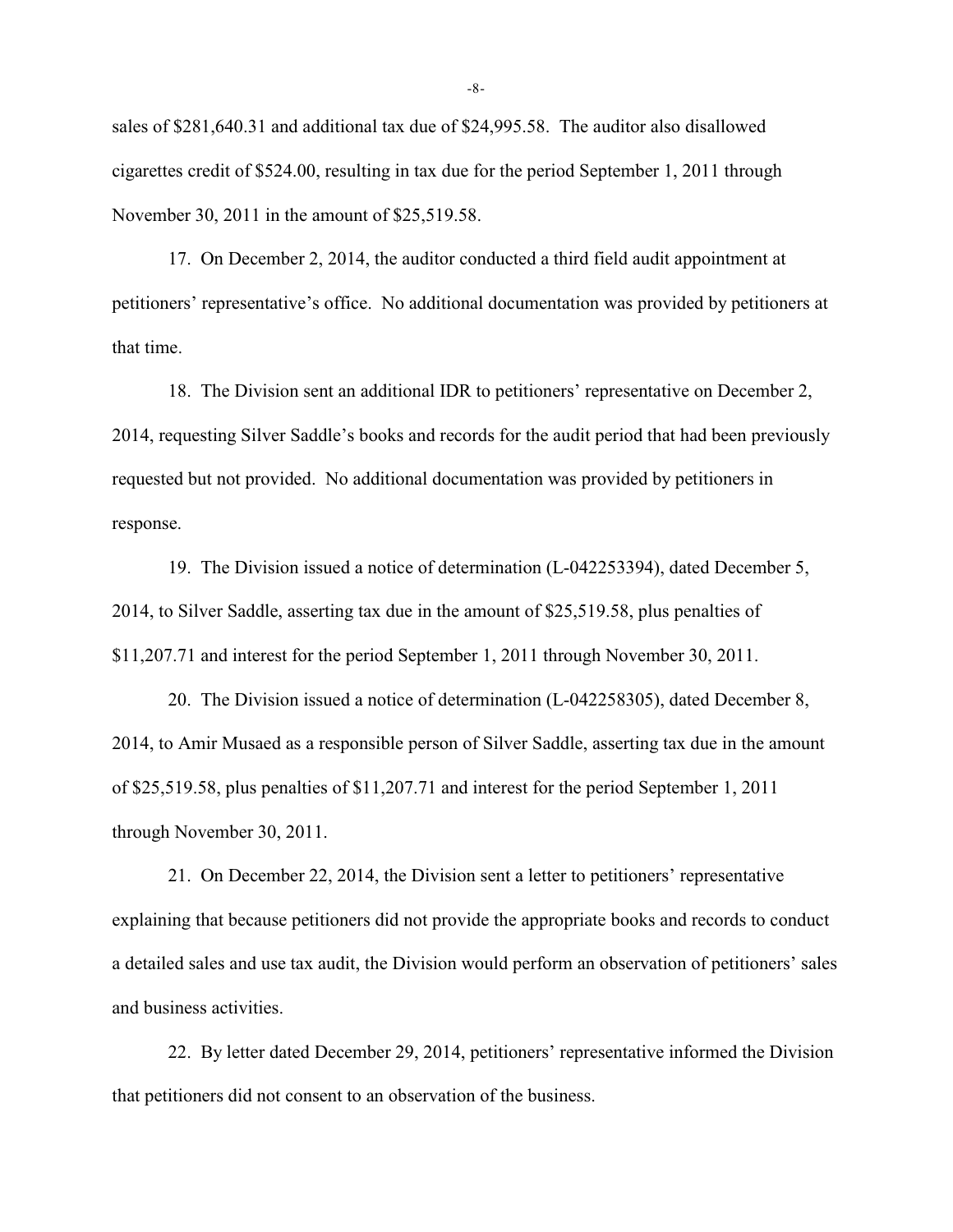sales of $281,640.31 and additional tax due of $24,995.58. The auditor also disallowed cigarettes credit of $524.00, resulting in tax due for the period September 1, 2011 through November 30, 2011 in the amount of $25,519.58.

17. On December 2, 2014, the auditor conducted a third field audit appointment at petitioners' representative's office. No additional documentation was provided by petitioners at that time.

18. The Division sent an additional IDR to petitioners' representative on December 2, 2014, requesting Silver Saddle's books and records for the audit period that had been previously requested but not provided. No additional documentation was provided by petitioners in response.

19. The Division issued a notice of determination (L-042253394), dated December 5, 2014, to Silver Saddle, asserting tax due in the amount of $25,519.58, plus penalties of $11,207.71 and interest for the period September 1, 2011 through November 30, 2011.

20. The Division issued a notice of determination (L-042258305), dated December 8, 2014, to Amir Musaed as a responsible person of Silver Saddle, asserting tax due in the amount of $25,519.58, plus penalties of $11,207.71 and interest for the period September 1, 2011 through November 30, 2011.

21. On December 22, 2014, the Division sent a letter to petitioners' representative explaining that because petitioners did not provide the appropriate books and records to conduct a detailed sales and use tax audit, the Division would perform an observation of petitioners' sales and business activities.

22. By letter dated December 29, 2014, petitioners' representative informed the Division that petitioners did not consent to an observation of the business.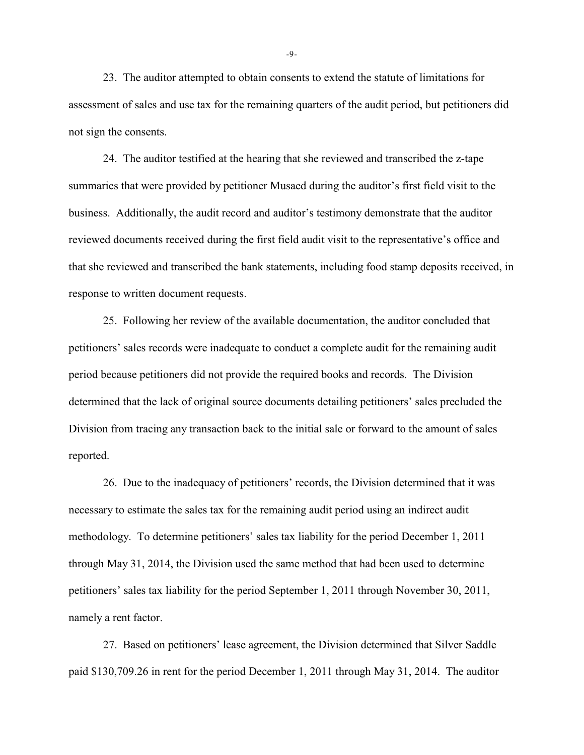23. The auditor attempted to obtain consents to extend the statute of limitations for assessment of sales and use tax for the remaining quarters of the audit period, but petitioners did not sign the consents.

24. The auditor testified at the hearing that she reviewed and transcribed the z-tape summaries that were provided by petitioner Musaed during the auditor's first field visit to the business. Additionally, the audit record and auditor's testimony demonstrate that the auditor reviewed documents received during the first field audit visit to the representative's office and that she reviewed and transcribed the bank statements, including food stamp deposits received, in response to written document requests.

25. Following her review of the available documentation, the auditor concluded that petitioners' sales records were inadequate to conduct a complete audit for the remaining audit period because petitioners did not provide the required books and records. The Division determined that the lack of original source documents detailing petitioners' sales precluded the Division from tracing any transaction back to the initial sale or forward to the amount of sales reported.

26. Due to the inadequacy of petitioners' records, the Division determined that it was necessary to estimate the sales tax for the remaining audit period using an indirect audit methodology. To determine petitioners' sales tax liability for the period December 1, 2011 through May 31, 2014, the Division used the same method that had been used to determine petitioners' sales tax liability for the period September 1, 2011 through November 30, 2011, namely a rent factor.

27. Based on petitioners' lease agreement, the Division determined that Silver Saddle paid $130,709.26 in rent for the period December 1, 2011 through May 31, 2014. The auditor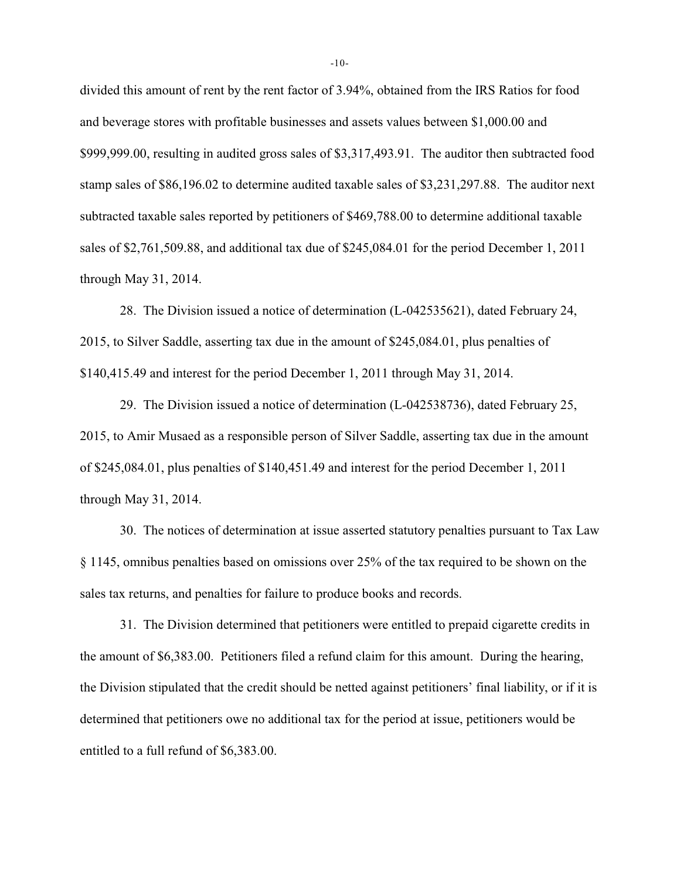divided this amount of rent by the rent factor of 3.94%, obtained from the IRS Ratios for food and beverage stores with profitable businesses and assets values between $1,000.00 and $999,999.00, resulting in audited gross sales of $3,317,493.91. The auditor then subtracted food stamp sales of $86,196.02 to determine audited taxable sales of $3,231,297.88. The auditor next subtracted taxable sales reported by petitioners of $469,788.00 to determine additional taxable sales of $2,761,509.88, and additional tax due of $245,084.01 for the period December 1, 2011 through May 31, 2014.

28. The Division issued a notice of determination (L-042535621), dated February 24, 2015, to Silver Saddle, asserting tax due in the amount of $245,084.01, plus penalties of $140,415.49 and interest for the period December 1, 2011 through May 31, 2014.

29. The Division issued a notice of determination (L-042538736), dated February 25, 2015, to Amir Musaed as a responsible person of Silver Saddle, asserting tax due in the amount of $245,084.01, plus penalties of $140,451.49 and interest for the period December 1, 2011 through May 31, 2014.

30. The notices of determination at issue asserted statutory penalties pursuant to Tax Law § 1145, omnibus penalties based on omissions over 25% of the tax required to be shown on the sales tax returns, and penalties for failure to produce books and records.

31. The Division determined that petitioners were entitled to prepaid cigarette credits in the amount of $6,383.00. Petitioners filed a refund claim for this amount. During the hearing, the Division stipulated that the credit should be netted against petitioners' final liability, or if it is determined that petitioners owe no additional tax for the period at issue, petitioners would be entitled to a full refund of $6,383.00.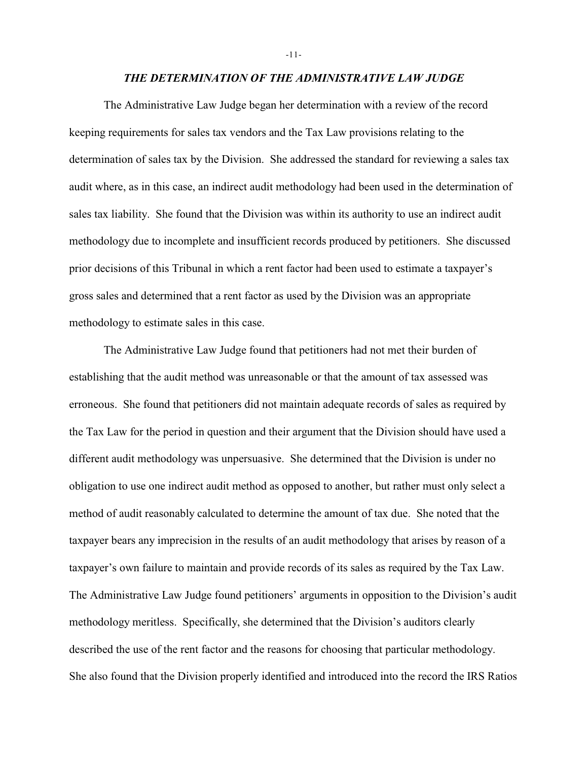***THE DETERMINATION OF THE ADMINISTRATIVE LAW JUDGE***

The Administrative Law Judge began her determination with a review of the record keeping requirements for sales tax vendors and the Tax Law provisions relating to the determination of sales tax by the Division. She addressed the standard for reviewing a sales tax audit where, as in this case, an indirect audit methodology had been used in the determination of sales tax liability. She found that the Division was within its authority to use an indirect audit methodology due to incomplete and insufficient records produced by petitioners. She discussed prior decisions of this Tribunal in which a rent factor had been used to estimate a taxpayer's gross sales and determined that a rent factor as used by the Division was an appropriate methodology to estimate sales in this case.

The Administrative Law Judge found that petitioners had not met their burden of establishing that the audit method was unreasonable or that the amount of tax assessed was erroneous. She found that petitioners did not maintain adequate records of sales as required by the Tax Law for the period in question and their argument that the Division should have used a different audit methodology was unpersuasive. She determined that the Division is under no obligation to use one indirect audit method as opposed to another, but rather must only select a method of audit reasonably calculated to determine the amount of tax due. She noted that the taxpayer bears any imprecision in the results of an audit methodology that arises by reason of a taxpayer's own failure to maintain and provide records of its sales as required by the Tax Law. The Administrative Law Judge found petitioners' arguments in opposition to the Division's audit methodology meritless. Specifically, she determined that the Division's auditors clearly described the use of the rent factor and the reasons for choosing that particular methodology. She also found that the Division properly identified and introduced into the record the IRS Ratios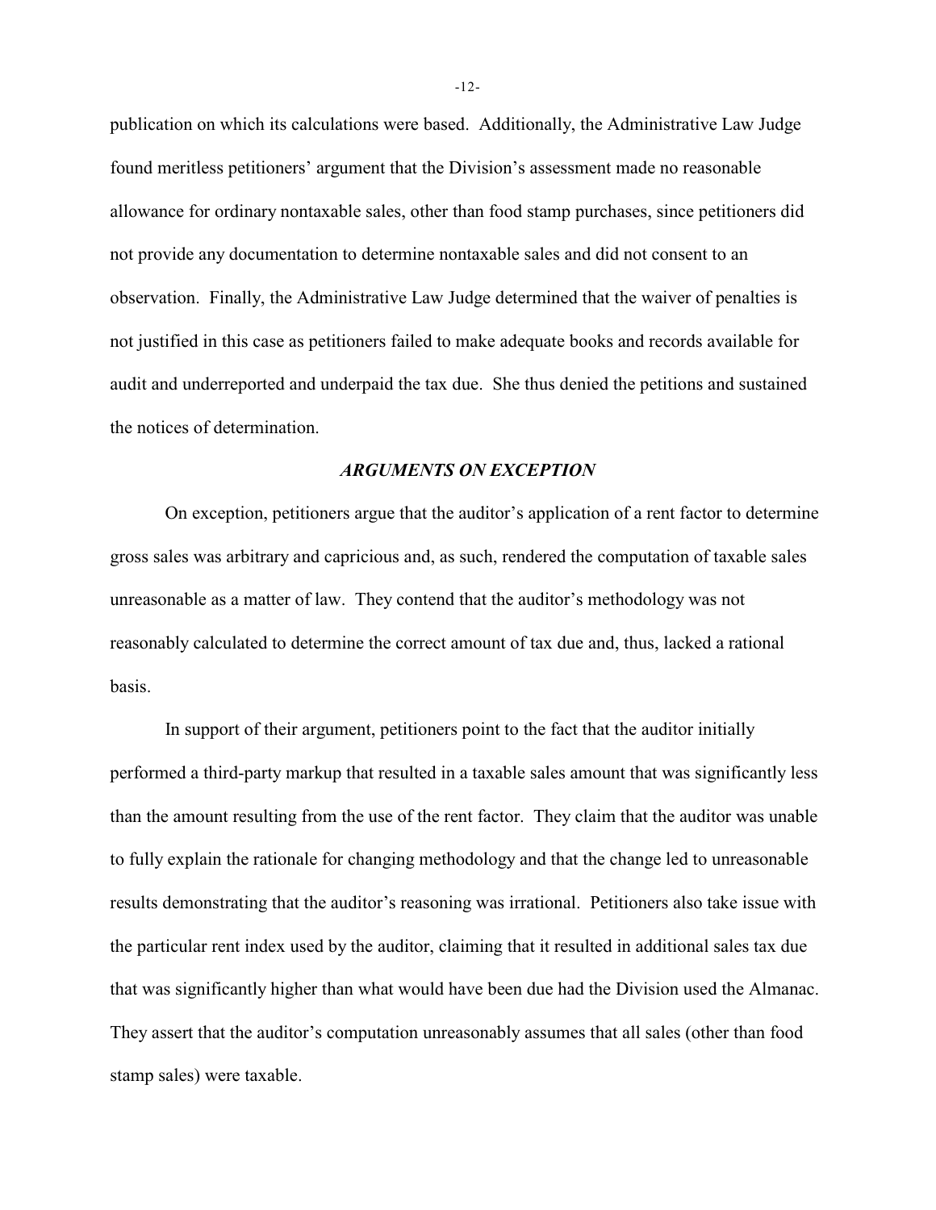publication on which its calculations were based. Additionally, the Administrative Law Judge found meritless petitioners' argument that the Division's assessment made no reasonable allowance for ordinary nontaxable sales, other than food stamp purchases, since petitioners did not provide any documentation to determine nontaxable sales and did not consent to an observation. Finally, the Administrative Law Judge determined that the waiver of penalties is not justified in this case as petitioners failed to make adequate books and records available for audit and underreported and underpaid the tax due. She thus denied the petitions and sustained the notices of determination.

### *ARGUMENTS ON EXCEPTION*

On exception, petitioners argue that the auditor's application of a rent factor to determine gross sales was arbitrary and capricious and, as such, rendered the computation of taxable sales unreasonable as a matter of law. They contend that the auditor's methodology was not reasonably calculated to determine the correct amount of tax due and, thus, lacked a rational basis.

In support of their argument, petitioners point to the fact that the auditor initially performed a third-party markup that resulted in a taxable sales amount that was significantly less than the amount resulting from the use of the rent factor. They claim that the auditor was unable to fully explain the rationale for changing methodology and that the change led to unreasonable results demonstrating that the auditor's reasoning was irrational. Petitioners also take issue with the particular rent index used by the auditor, claiming that it resulted in additional sales tax due that was significantly higher than what would have been due had the Division used the Almanac. They assert that the auditor's computation unreasonably assumes that all sales (other than food stamp sales) were taxable.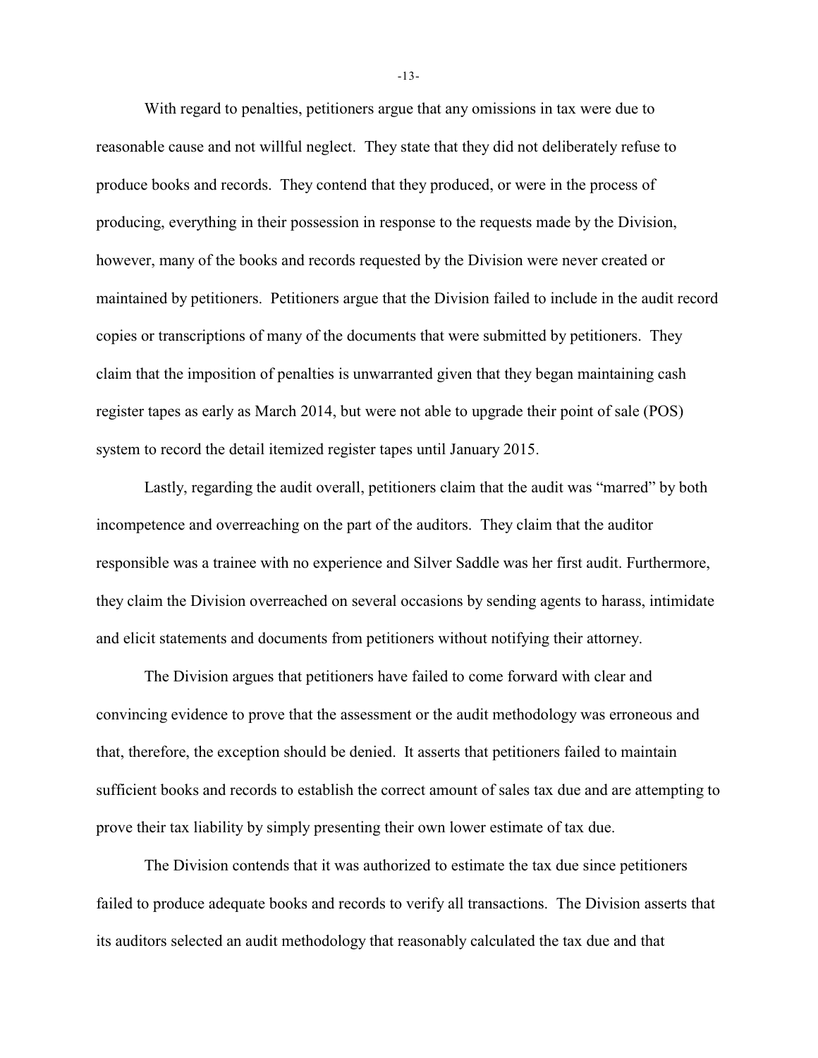With regard to penalties, petitioners argue that any omissions in tax were due to reasonable cause and not willful neglect. They state that they did not deliberately refuse to produce books and records. They contend that they produced, or were in the process of producing, everything in their possession in response to the requests made by the Division, however, many of the books and records requested by the Division were never created or maintained by petitioners. Petitioners argue that the Division failed to include in the audit record copies or transcriptions of many of the documents that were submitted by petitioners. They claim that the imposition of penalties is unwarranted given that they began maintaining cash register tapes as early as March 2014, but were not able to upgrade their point of sale (POS) system to record the detail itemized register tapes until January 2015.

Lastly, regarding the audit overall, petitioners claim that the audit was "marred" by both incompetence and overreaching on the part of the auditors. They claim that the auditor responsible was a trainee with no experience and Silver Saddle was her first audit. Furthermore, they claim the Division overreached on several occasions by sending agents to harass, intimidate and elicit statements and documents from petitioners without notifying their attorney.

The Division argues that petitioners have failed to come forward with clear and convincing evidence to prove that the assessment or the audit methodology was erroneous and that, therefore, the exception should be denied. It asserts that petitioners failed to maintain sufficient books and records to establish the correct amount of sales tax due and are attempting to prove their tax liability by simply presenting their own lower estimate of tax due.

The Division contends that it was authorized to estimate the tax due since petitioners failed to produce adequate books and records to verify all transactions. The Division asserts that its auditors selected an audit methodology that reasonably calculated the tax due and that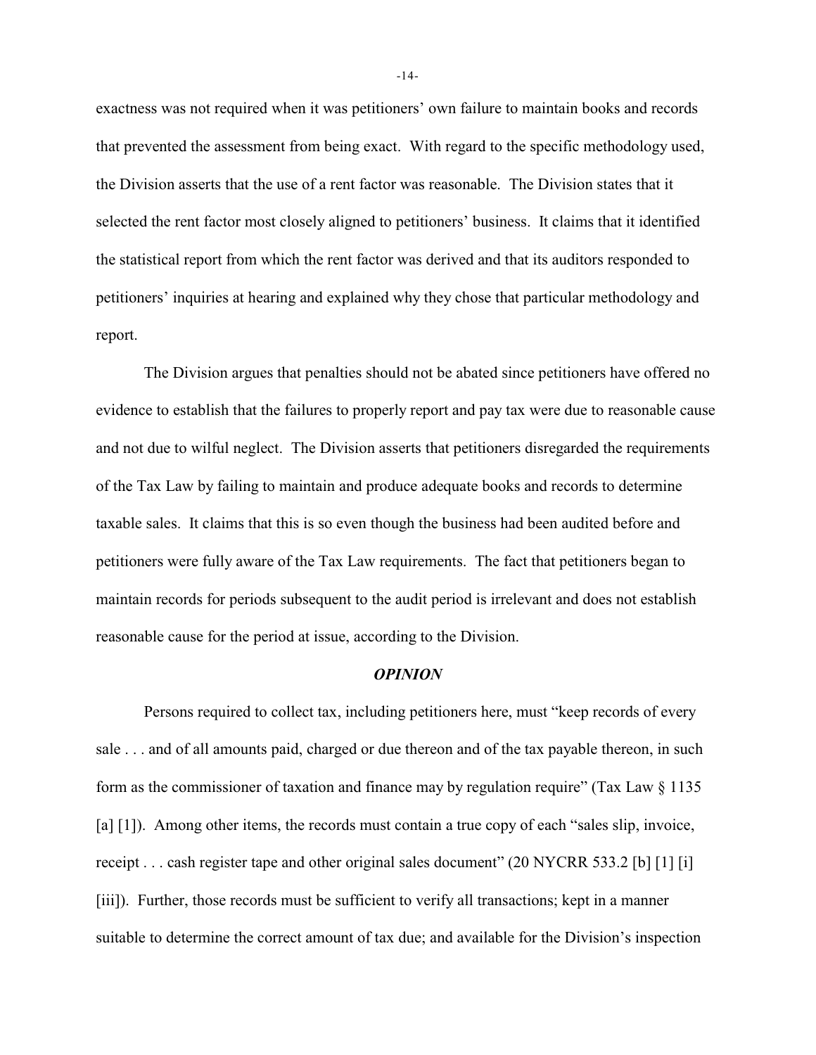exactness was not required when it was petitioners' own failure to maintain books and records that prevented the assessment from being exact. With regard to the specific methodology used, the Division asserts that the use of a rent factor was reasonable. The Division states that it selected the rent factor most closely aligned to petitioners' business. It claims that it identified the statistical report from which the rent factor was derived and that its auditors responded to petitioners' inquiries at hearing and explained why they chose that particular methodology and report.

The Division argues that penalties should not be abated since petitioners have offered no evidence to establish that the failures to properly report and pay tax were due to reasonable cause and not due to wilful neglect. The Division asserts that petitioners disregarded the requirements of the Tax Law by failing to maintain and produce adequate books and records to determine taxable sales. It claims that this is so even though the business had been audited before and petitioners were fully aware of the Tax Law requirements. The fact that petitioners began to maintain records for periods subsequent to the audit period is irrelevant and does not establish reasonable cause for the period at issue, according to the Division.

### *OPINION*

Persons required to collect tax, including petitioners here, must "keep records of every sale . . . and of all amounts paid, charged or due thereon and of the tax payable thereon, in such form as the commissioner of taxation and finance may by regulation require" (Tax Law § 1135 [a] [1]). Among other items, the records must contain a true copy of each "sales slip, invoice, receipt . . . cash register tape and other original sales document" (20 NYCRR 533.2 [b] [1] [i] [iii]). Further, those records must be sufficient to verify all transactions; kept in a manner suitable to determine the correct amount of tax due; and available for the Division's inspection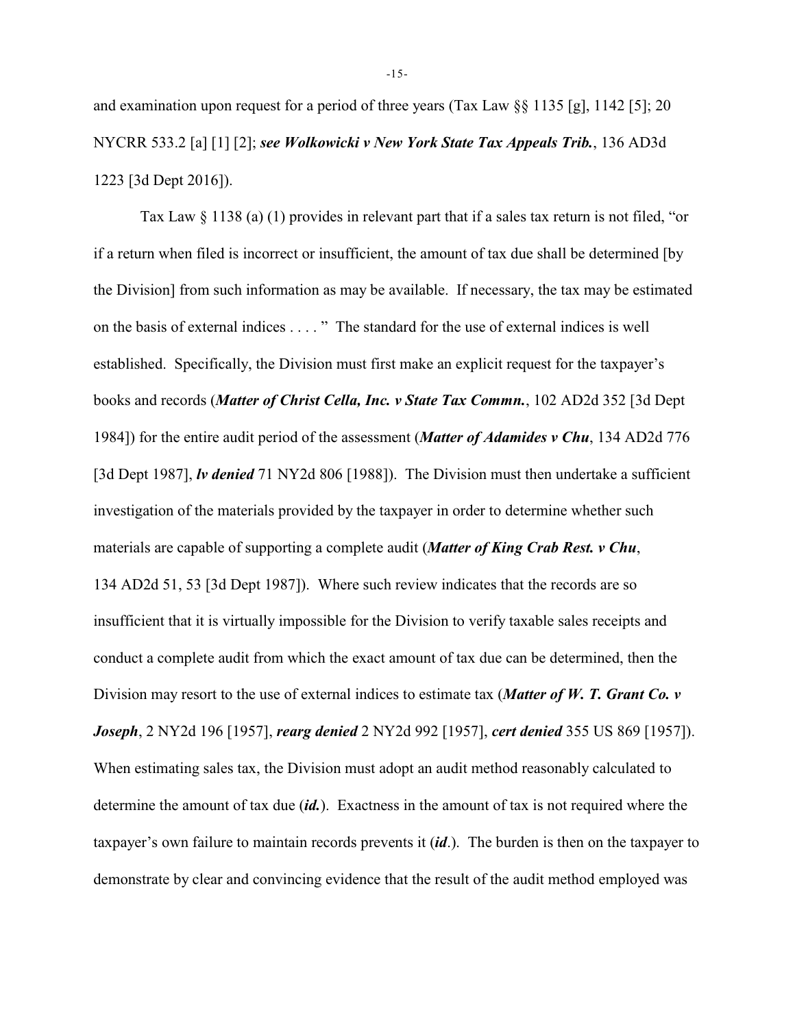and examination upon request for a period of three years (Tax Law §§ 1135 [g], 1142 [5]; 20 NYCRR 533.2 [a] [1] [2]; ***see Wolkowicki v New York State Tax Appeals Trib.***, 136 AD3d 1223 [3d Dept 2016]).

Tax Law § 1138 (a) (1) provides in relevant part that if a sales tax return is not filed, "or if a return when filed is incorrect or insufficient, the amount of tax due shall be determined [by the Division] from such information as may be available. If necessary, the tax may be estimated on the basis of external indices . . . . " The standard for the use of external indices is well established. Specifically, the Division must first make an explicit request for the taxpayer's books and records (***Matter of Christ Cella, Inc. v State Tax Commn.***, 102 AD2d 352 [3d Dept 1984]) for the entire audit period of the assessment (***Matter of Adamides v Chu***, 134 AD2d 776 [3d Dept 1987], ***lv denied*** 71 NY2d 806 [1988]). The Division must then undertake a sufficient investigation of the materials provided by the taxpayer in order to determine whether such materials are capable of supporting a complete audit (***Matter of King Crab Rest. v Chu***, 134 AD2d 51, 53 [3d Dept 1987]). Where such review indicates that the records are so insufficient that it is virtually impossible for the Division to verify taxable sales receipts and conduct a complete audit from which the exact amount of tax due can be determined, then the Division may resort to the use of external indices to estimate tax (***Matter of W. T. Grant Co. v Joseph***, 2 NY2d 196 [1957], ***rearg denied*** 2 NY2d 992 [1957], ***cert denied*** 355 US 869 [1957]). When estimating sales tax, the Division must adopt an audit method reasonably calculated to determine the amount of tax due (***id.***). Exactness in the amount of tax is not required where the taxpayer's own failure to maintain records prevents it (***id***.). The burden is then on the taxpayer to demonstrate by clear and convincing evidence that the result of the audit method employed was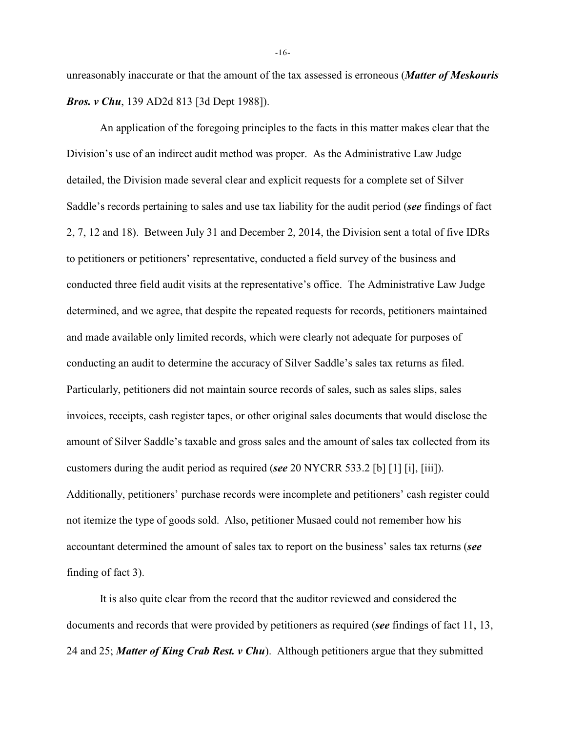unreasonably inaccurate or that the amount of the tax assessed is erroneous (***Matter of Meskouris Bros. v Chu***, 139 AD2d 813 [3d Dept 1988]).

An application of the foregoing principles to the facts in this matter makes clear that the Division's use of an indirect audit method was proper. As the Administrative Law Judge detailed, the Division made several clear and explicit requests for a complete set of Silver Saddle's records pertaining to sales and use tax liability for the audit period (***see*** findings of fact 2, 7, 12 and 18). Between July 31 and December 2, 2014, the Division sent a total of five IDRs to petitioners or petitioners' representative, conducted a field survey of the business and conducted three field audit visits at the representative's office. The Administrative Law Judge determined, and we agree, that despite the repeated requests for records, petitioners maintained and made available only limited records, which were clearly not adequate for purposes of conducting an audit to determine the accuracy of Silver Saddle's sales tax returns as filed. Particularly, petitioners did not maintain source records of sales, such as sales slips, sales invoices, receipts, cash register tapes, or other original sales documents that would disclose the amount of Silver Saddle's taxable and gross sales and the amount of sales tax collected from its customers during the audit period as required (***see*** 20 NYCRR 533.2 [b] [1] [i], [iii]). Additionally, petitioners' purchase records were incomplete and petitioners' cash register could not itemize the type of goods sold. Also, petitioner Musaed could not remember how his accountant determined the amount of sales tax to report on the business' sales tax returns (***see*** finding of fact 3).

It is also quite clear from the record that the auditor reviewed and considered the documents and records that were provided by petitioners as required (***see*** findings of fact 11, 13, 24 and 25; ***Matter of King Crab Rest. v Chu***). Although petitioners argue that they submitted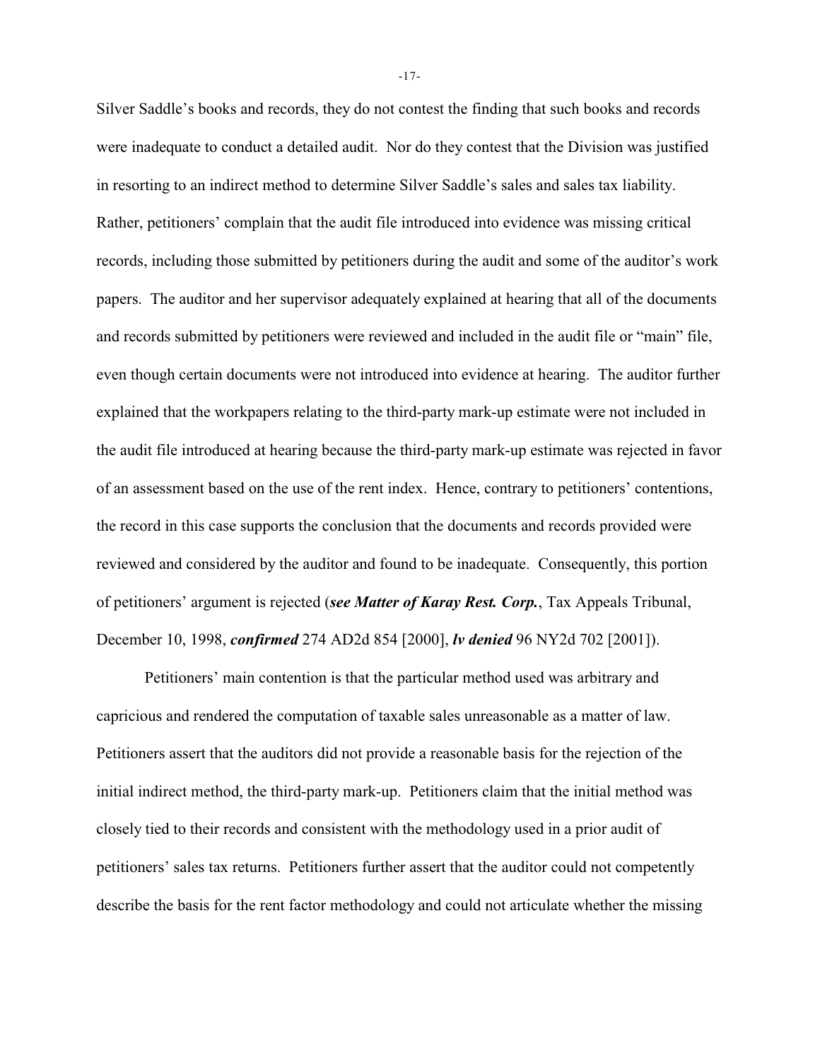Silver Saddle's books and records, they do not contest the finding that such books and records were inadequate to conduct a detailed audit. Nor do they contest that the Division was justified in resorting to an indirect method to determine Silver Saddle's sales and sales tax liability. Rather, petitioners' complain that the audit file introduced into evidence was missing critical records, including those submitted by petitioners during the audit and some of the auditor's work papers. The auditor and her supervisor adequately explained at hearing that all of the documents and records submitted by petitioners were reviewed and included in the audit file or "main" file, even though certain documents were not introduced into evidence at hearing. The auditor further explained that the workpapers relating to the third-party mark-up estimate were not included in the audit file introduced at hearing because the third-party mark-up estimate was rejected in favor of an assessment based on the use of the rent index. Hence, contrary to petitioners' contentions, the record in this case supports the conclusion that the documents and records provided were reviewed and considered by the auditor and found to be inadequate. Consequently, this portion of petitioners' argument is rejected (***see Matter of Karay Rest. Corp.***, Tax Appeals Tribunal, December 10, 1998, ***confirmed*** 274 AD2d 854 [2000], ***lv denied*** 96 NY2d 702 [2001]).

Petitioners' main contention is that the particular method used was arbitrary and capricious and rendered the computation of taxable sales unreasonable as a matter of law. Petitioners assert that the auditors did not provide a reasonable basis for the rejection of the initial indirect method, the third-party mark-up. Petitioners claim that the initial method was closely tied to their records and consistent with the methodology used in a prior audit of petitioners' sales tax returns. Petitioners further assert that the auditor could not competently describe the basis for the rent factor methodology and could not articulate whether the missing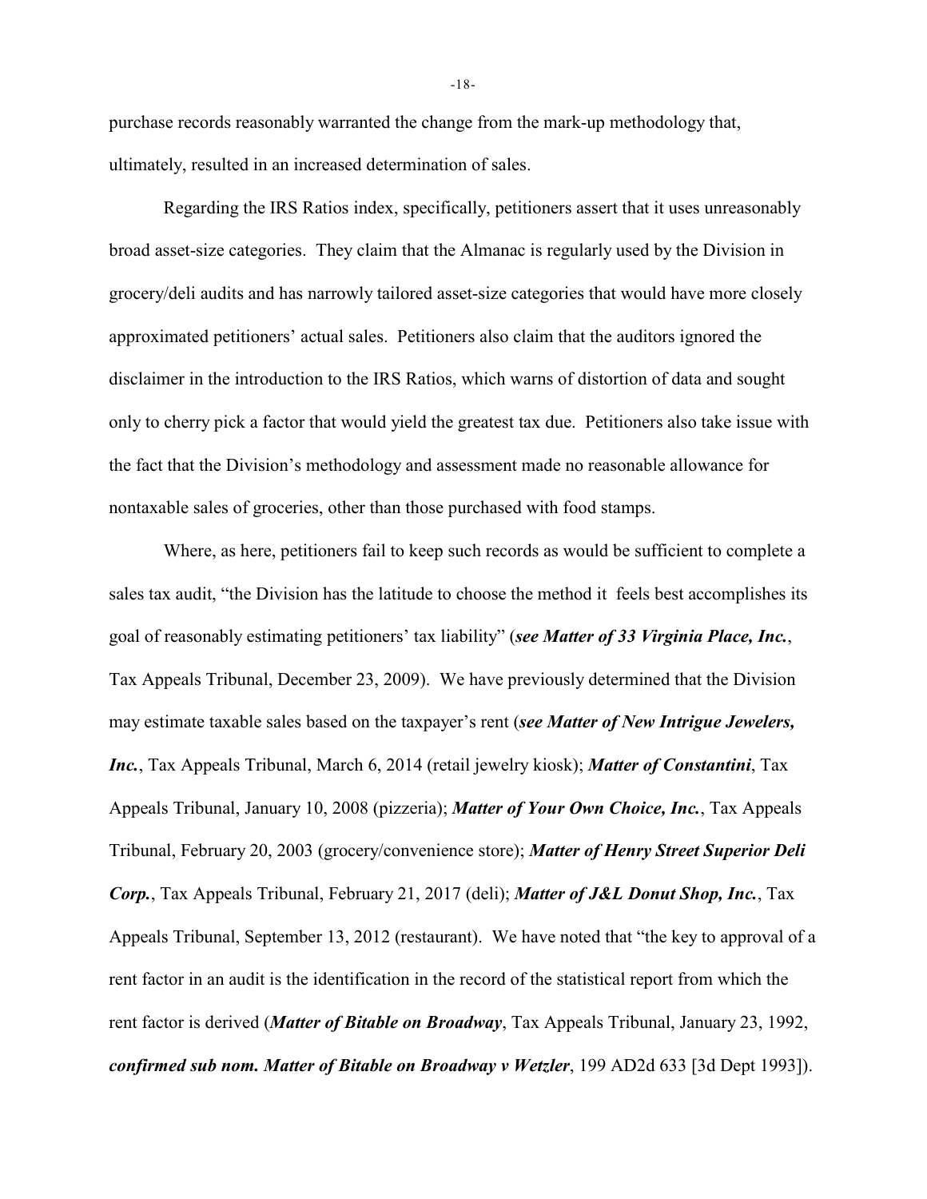purchase records reasonably warranted the change from the mark-up methodology that, ultimately, resulted in an increased determination of sales.

Regarding the IRS Ratios index, specifically, petitioners assert that it uses unreasonably broad asset-size categories. They claim that the Almanac is regularly used by the Division in grocery/deli audits and has narrowly tailored asset-size categories that would have more closely approximated petitioners' actual sales. Petitioners also claim that the auditors ignored the disclaimer in the introduction to the IRS Ratios, which warns of distortion of data and sought only to cherry pick a factor that would yield the greatest tax due. Petitioners also take issue with the fact that the Division's methodology and assessment made no reasonable allowance for nontaxable sales of groceries, other than those purchased with food stamps.

Where, as here, petitioners fail to keep such records as would be sufficient to complete a sales tax audit, "the Division has the latitude to choose the method it feels best accomplishes its goal of reasonably estimating petitioners' tax liability" (***see Matter of 33 Virginia Place, Inc.***, Tax Appeals Tribunal, December 23, 2009). We have previously determined that the Division may estimate taxable sales based on the taxpayer's rent (***see Matter of New Intrigue Jewelers, Inc.***, Tax Appeals Tribunal, March 6, 2014 (retail jewelry kiosk); ***Matter of Constantini***, Tax Appeals Tribunal, January 10, 2008 (pizzeria); ***Matter of Your Own Choice, Inc.***, Tax Appeals Tribunal, February 20, 2003 (grocery/convenience store); ***Matter of Henry Street Superior Deli Corp.***, Tax Appeals Tribunal, February 21, 2017 (deli); ***Matter of J&L Donut Shop, Inc.***, Tax Appeals Tribunal, September 13, 2012 (restaurant). We have noted that "the key to approval of a rent factor in an audit is the identification in the record of the statistical report from which the rent factor is derived (***Matter of Bitable on Broadway***, Tax Appeals Tribunal, January 23, 1992, ***confirmed sub nom. Matter of Bitable on Broadway v Wetzler***, 199 AD2d 633 [3d Dept 1993]).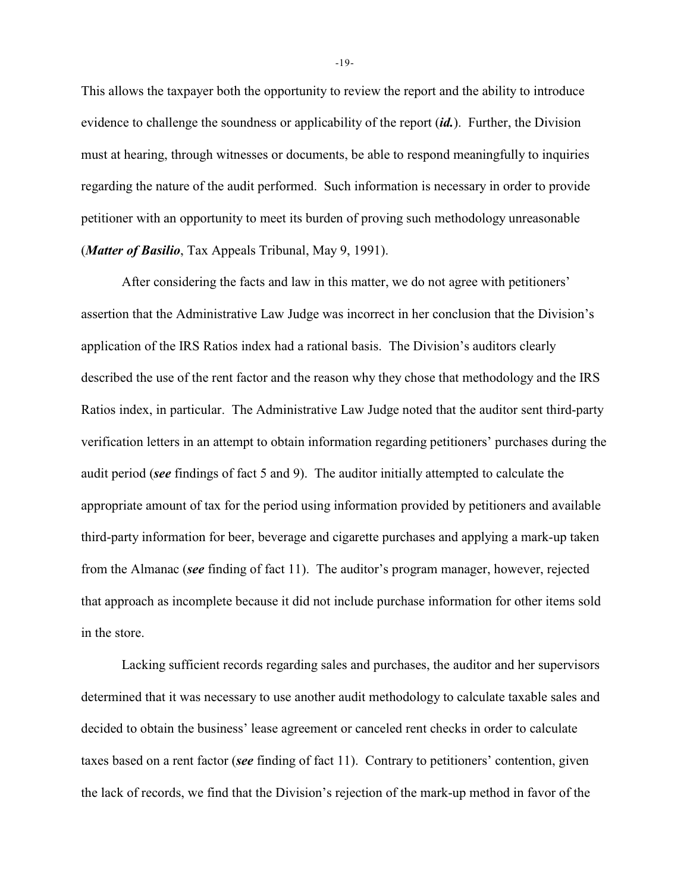This allows the taxpayer both the opportunity to review the report and the ability to introduce evidence to challenge the soundness or applicability of the report (***id.***). Further, the Division must at hearing, through witnesses or documents, be able to respond meaningfully to inquiries regarding the nature of the audit performed. Such information is necessary in order to provide petitioner with an opportunity to meet its burden of proving such methodology unreasonable (***Matter of Basilio***, Tax Appeals Tribunal, May 9, 1991).

After considering the facts and law in this matter, we do not agree with petitioners' assertion that the Administrative Law Judge was incorrect in her conclusion that the Division's application of the IRS Ratios index had a rational basis. The Division's auditors clearly described the use of the rent factor and the reason why they chose that methodology and the IRS Ratios index, in particular. The Administrative Law Judge noted that the auditor sent third-party verification letters in an attempt to obtain information regarding petitioners' purchases during the audit period (***see*** findings of fact 5 and 9). The auditor initially attempted to calculate the appropriate amount of tax for the period using information provided by petitioners and available third-party information for beer, beverage and cigarette purchases and applying a mark-up taken from the Almanac (***see*** finding of fact 11). The auditor's program manager, however, rejected that approach as incomplete because it did not include purchase information for other items sold in the store.

Lacking sufficient records regarding sales and purchases, the auditor and her supervisors determined that it was necessary to use another audit methodology to calculate taxable sales and decided to obtain the business' lease agreement or canceled rent checks in order to calculate taxes based on a rent factor (***see*** finding of fact 11). Contrary to petitioners' contention, given the lack of records, we find that the Division's rejection of the mark-up method in favor of the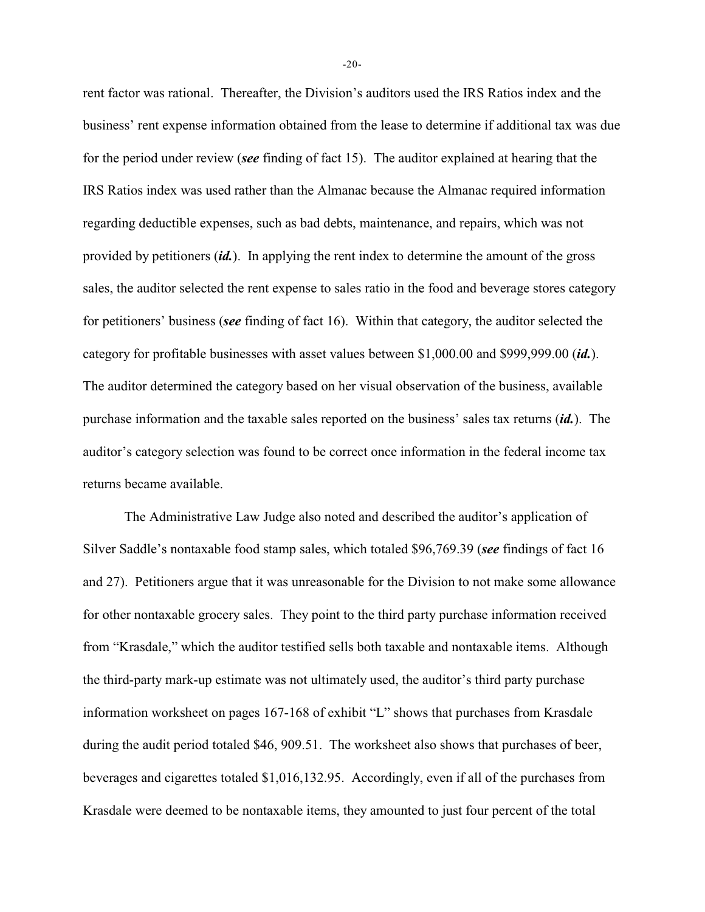rent factor was rational. Thereafter, the Division's auditors used the IRS Ratios index and the business' rent expense information obtained from the lease to determine if additional tax was due for the period under review (***see*** finding of fact 15). The auditor explained at hearing that the IRS Ratios index was used rather than the Almanac because the Almanac required information regarding deductible expenses, such as bad debts, maintenance, and repairs, which was not provided by petitioners (***id.***). In applying the rent index to determine the amount of the gross sales, the auditor selected the rent expense to sales ratio in the food and beverage stores category for petitioners' business (***see*** finding of fact 16). Within that category, the auditor selected the category for profitable businesses with asset values between $1,000.00 and $999,999.00 (***id.***). The auditor determined the category based on her visual observation of the business, available purchase information and the taxable sales reported on the business' sales tax returns (***id.***). The auditor's category selection was found to be correct once information in the federal income tax returns became available.

The Administrative Law Judge also noted and described the auditor's application of Silver Saddle's nontaxable food stamp sales, which totaled $96,769.39 (***see*** findings of fact 16 and 27). Petitioners argue that it was unreasonable for the Division to not make some allowance for other nontaxable grocery sales. They point to the third party purchase information received from "Krasdale," which the auditor testified sells both taxable and nontaxable items. Although the third-party mark-up estimate was not ultimately used, the auditor's third party purchase information worksheet on pages 167-168 of exhibit "L" shows that purchases from Krasdale during the audit period totaled $46, 909.51. The worksheet also shows that purchases of beer, beverages and cigarettes totaled $1,016,132.95. Accordingly, even if all of the purchases from Krasdale were deemed to be nontaxable items, they amounted to just four percent of the total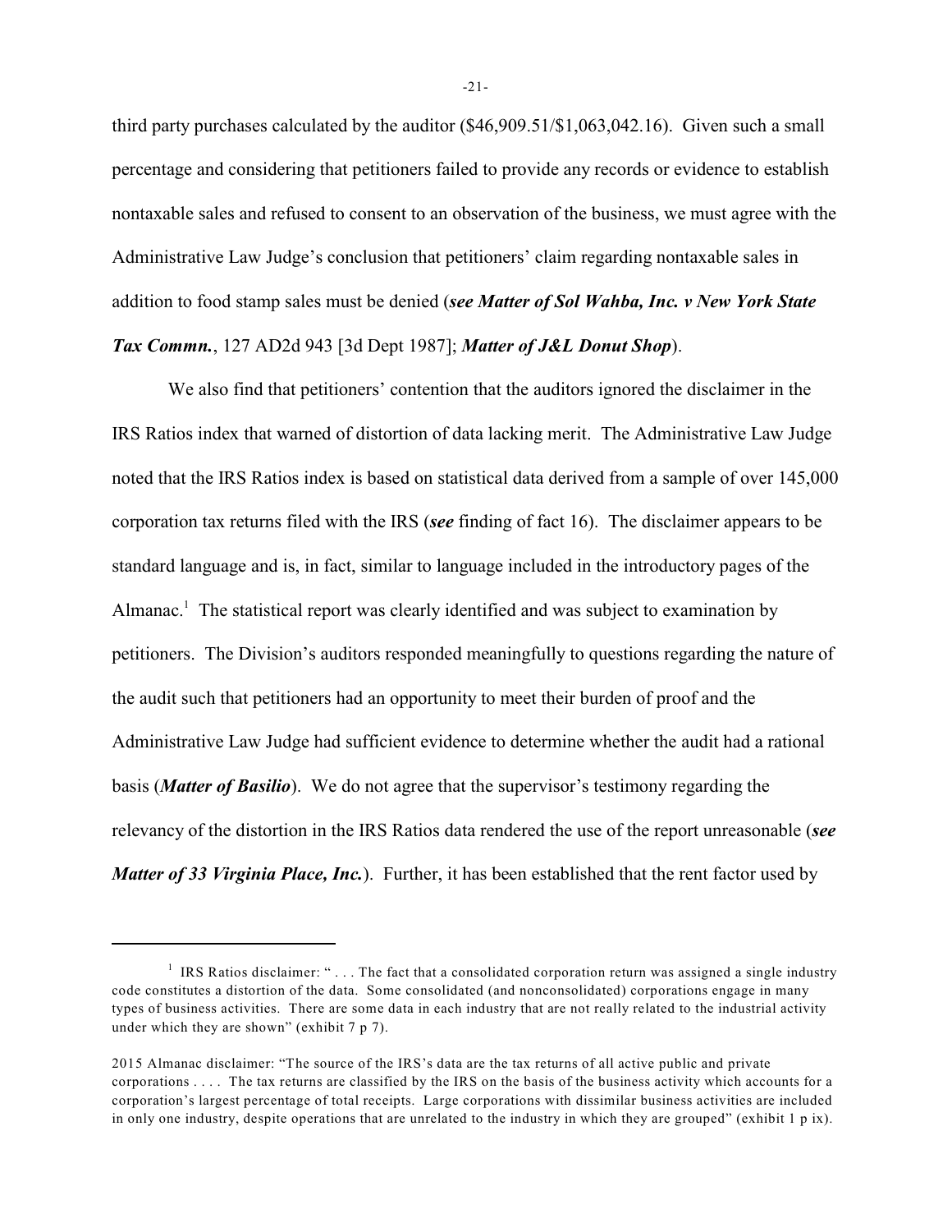third party purchases calculated by the auditor ($46,909.51/$1,063,042.16). Given such a small percentage and considering that petitioners failed to provide any records or evidence to establish nontaxable sales and refused to consent to an observation of the business, we must agree with the Administrative Law Judge's conclusion that petitioners' claim regarding nontaxable sales in addition to food stamp sales must be denied (***see Matter of Sol Wahba, Inc. v New York State Tax Commn.***, 127 AD2d 943 [3d Dept 1987]; ***Matter of J&L Donut Shop***).

We also find that petitioners' contention that the auditors ignored the disclaimer in the IRS Ratios index that warned of distortion of data lacking merit. The Administrative Law Judge noted that the IRS Ratios index is based on statistical data derived from a sample of over 145,000 corporation tax returns filed with the IRS (***see*** finding of fact 16). The disclaimer appears to be standard language and is, in fact, similar to language included in the introductory pages of the Almanac.[1] The statistical report was clearly identified and was subject to examination by petitioners. The Division's auditors responded meaningfully to questions regarding the nature of the audit such that petitioners had an opportunity to meet their burden of proof and the Administrative Law Judge had sufficient evidence to determine whether the audit had a rational basis (***Matter of Basilio***). We do not agree that the supervisor's testimony regarding the relevancy of the distortion in the IRS Ratios data rendered the use of the report unreasonable (***see Matter of 33 Virginia Place, Inc.***). Further, it has been established that the rent factor used by

---

[1] IRS Ratios disclaimer: " . . . The fact that a consolidated corporation return was assigned a single industry code constitutes a distortion of the data. Some consolidated (and nonconsolidated) corporations engage in many types of business activities. There are some data in each industry that are not really related to the industrial activity under which they are shown" (exhibit 7 p 7).

2015 Almanac disclaimer: "The source of the IRS's data are the tax returns of all active public and private corporations . . . . The tax returns are classified by the IRS on the basis of the business activity which accounts for a corporation's largest percentage of total receipts. Large corporations with dissimilar business activities are included in only one industry, despite operations that are unrelated to the industry in which they are grouped" (exhibit 1 p ix).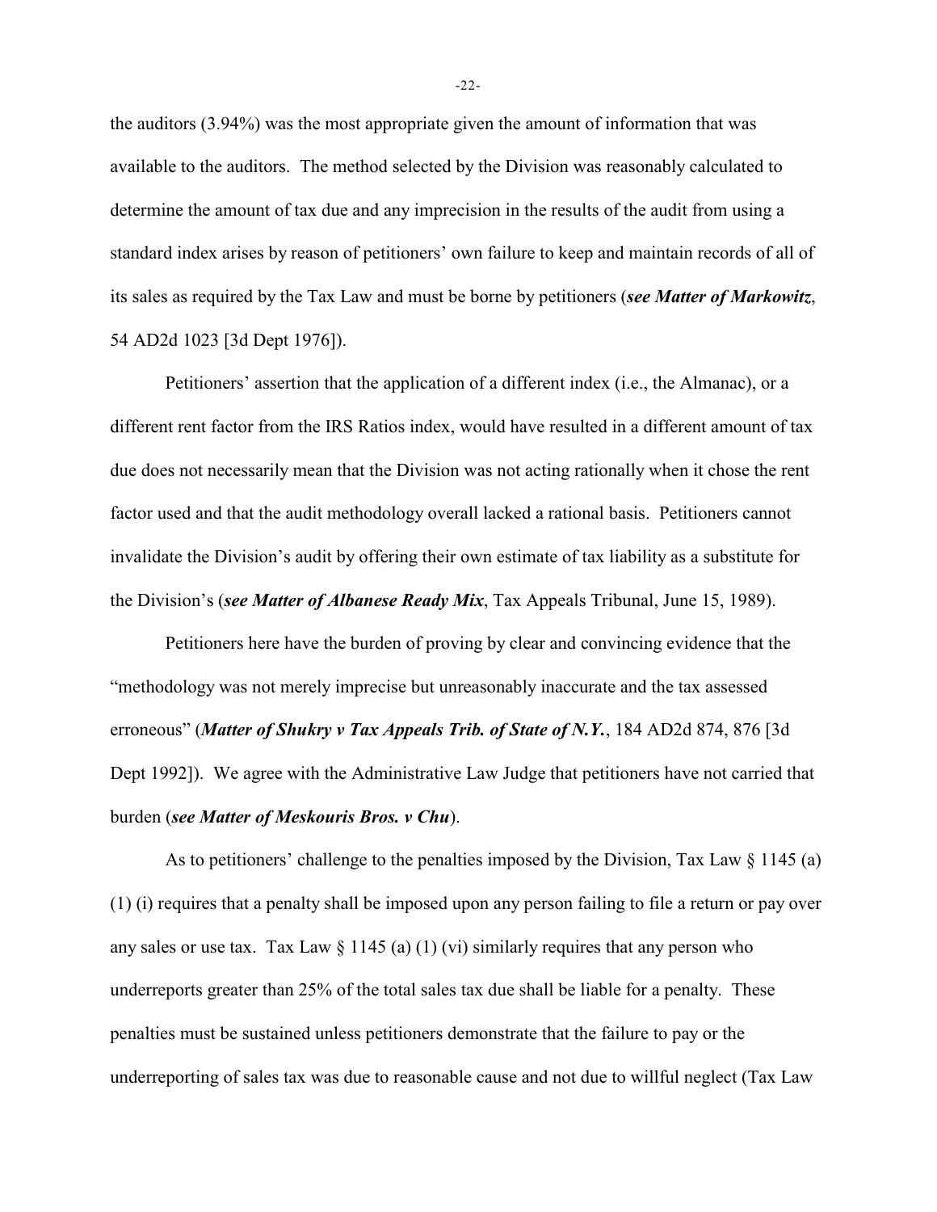the auditors (3.94%) was the most appropriate given the amount of information that was available to the auditors. The method selected by the Division was reasonably calculated to determine the amount of tax due and any imprecision in the results of the audit from using a standard index arises by reason of petitioners' own failure to keep and maintain records of all of its sales as required by the Tax Law and must be borne by petitioners (***see Matter of Markowitz***, 54 AD2d 1023 [3d Dept 1976]).

Petitioners' assertion that the application of a different index (i.e., the Almanac), or a different rent factor from the IRS Ratios index, would have resulted in a different amount of tax due does not necessarily mean that the Division was not acting rationally when it chose the rent factor used and that the audit methodology overall lacked a rational basis. Petitioners cannot invalidate the Division's audit by offering their own estimate of tax liability as a substitute for the Division's (***see Matter of Albanese Ready Mix***, Tax Appeals Tribunal, June 15, 1989).

Petitioners here have the burden of proving by clear and convincing evidence that the "methodology was not merely imprecise but unreasonably inaccurate and the tax assessed erroneous" (***Matter of Shukry v Tax Appeals Trib. of State of N.Y.***, 184 AD2d 874, 876 [3d Dept 1992]). We agree with the Administrative Law Judge that petitioners have not carried that burden (***see Matter of Meskouris Bros. v Chu***).

As to petitioners' challenge to the penalties imposed by the Division, Tax Law § 1145 (a) (1) (i) requires that a penalty shall be imposed upon any person failing to file a return or pay over any sales or use tax. Tax Law § 1145 (a) (1) (vi) similarly requires that any person who underreports greater than 25% of the total sales tax due shall be liable for a penalty. These penalties must be sustained unless petitioners demonstrate that the failure to pay or the underreporting of sales tax was due to reasonable cause and not due to willful neglect (Tax Law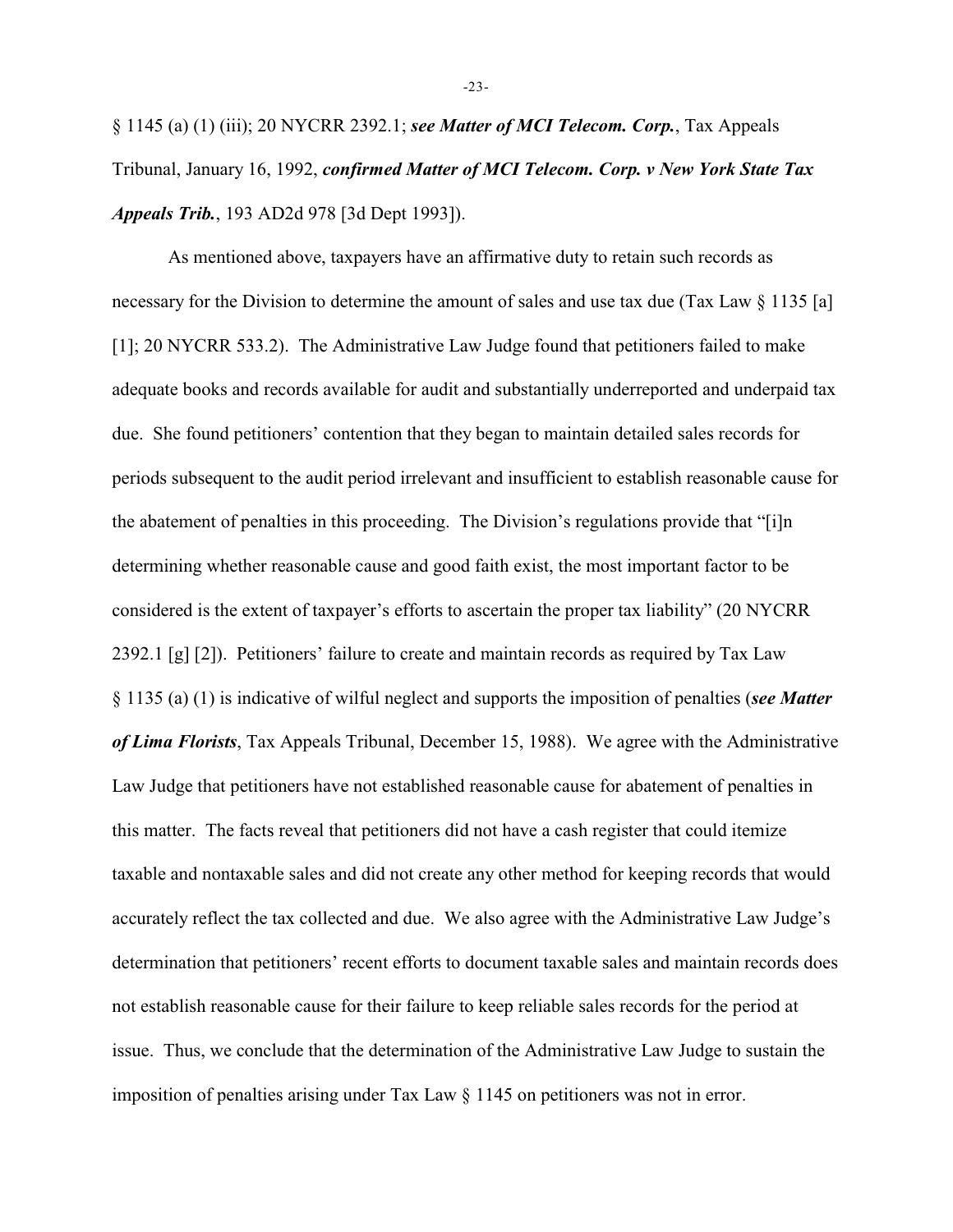§ 1145 (a) (1) (iii); 20 NYCRR 2392.1; ***see Matter of MCI Telecom. Corp.***, Tax Appeals Tribunal, January 16, 1992, ***confirmed Matter of MCI Telecom. Corp. v New York State Tax Appeals Trib.***, 193 AD2d 978 [3d Dept 1993]).

As mentioned above, taxpayers have an affirmative duty to retain such records as necessary for the Division to determine the amount of sales and use tax due (Tax Law § 1135 [a] [1]; 20 NYCRR 533.2). The Administrative Law Judge found that petitioners failed to make adequate books and records available for audit and substantially underreported and underpaid tax due. She found petitioners' contention that they began to maintain detailed sales records for periods subsequent to the audit period irrelevant and insufficient to establish reasonable cause for the abatement of penalties in this proceeding. The Division's regulations provide that "[i]n determining whether reasonable cause and good faith exist, the most important factor to be considered is the extent of taxpayer's efforts to ascertain the proper tax liability" (20 NYCRR 2392.1 [g] [2]). Petitioners' failure to create and maintain records as required by Tax Law § 1135 (a) (1) is indicative of wilful neglect and supports the imposition of penalties (***see Matter of Lima Florists***, Tax Appeals Tribunal, December 15, 1988). We agree with the Administrative Law Judge that petitioners have not established reasonable cause for abatement of penalties in this matter. The facts reveal that petitioners did not have a cash register that could itemize taxable and nontaxable sales and did not create any other method for keeping records that would accurately reflect the tax collected and due. We also agree with the Administrative Law Judge's determination that petitioners' recent efforts to document taxable sales and maintain records does not establish reasonable cause for their failure to keep reliable sales records for the period at issue. Thus, we conclude that the determination of the Administrative Law Judge to sustain the imposition of penalties arising under Tax Law § 1145 on petitioners was not in error.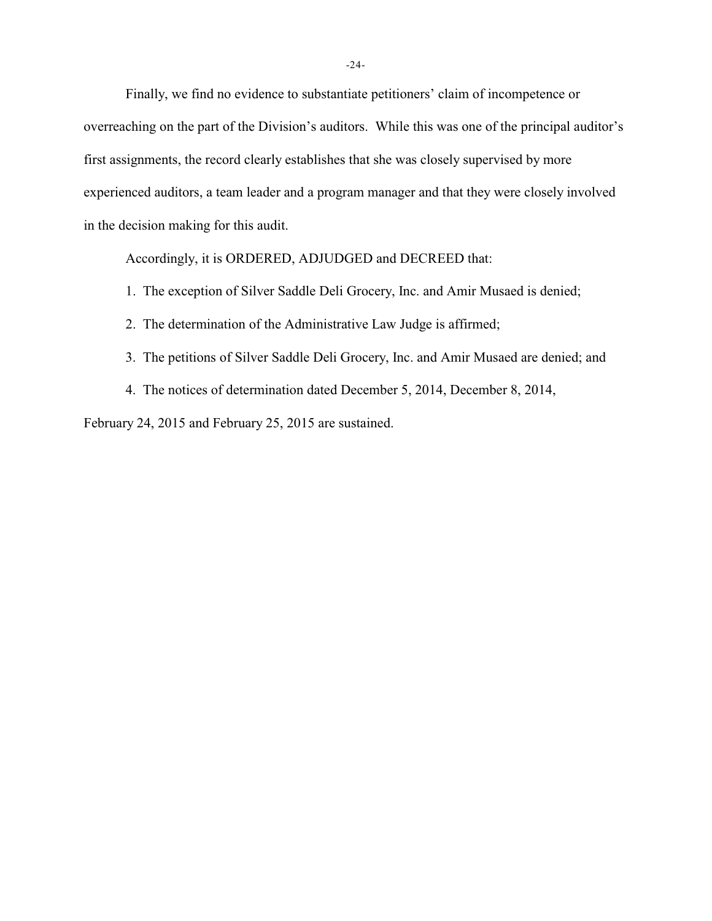Finally, we find no evidence to substantiate petitioners' claim of incompetence or overreaching on the part of the Division's auditors. While this was one of the principal auditor's first assignments, the record clearly establishes that she was closely supervised by more experienced auditors, a team leader and a program manager and that they were closely involved in the decision making for this audit.

Accordingly, it is ORDERED, ADJUDGED and DECREED that:

1. The exception of Silver Saddle Deli Grocery, Inc. and Amir Musaed is denied;

2. The determination of the Administrative Law Judge is affirmed;

3. The petitions of Silver Saddle Deli Grocery, Inc. and Amir Musaed are denied; and

4. The notices of determination dated December 5, 2014, December 8, 2014, February 24, 2015 and February 25, 2015 are sustained.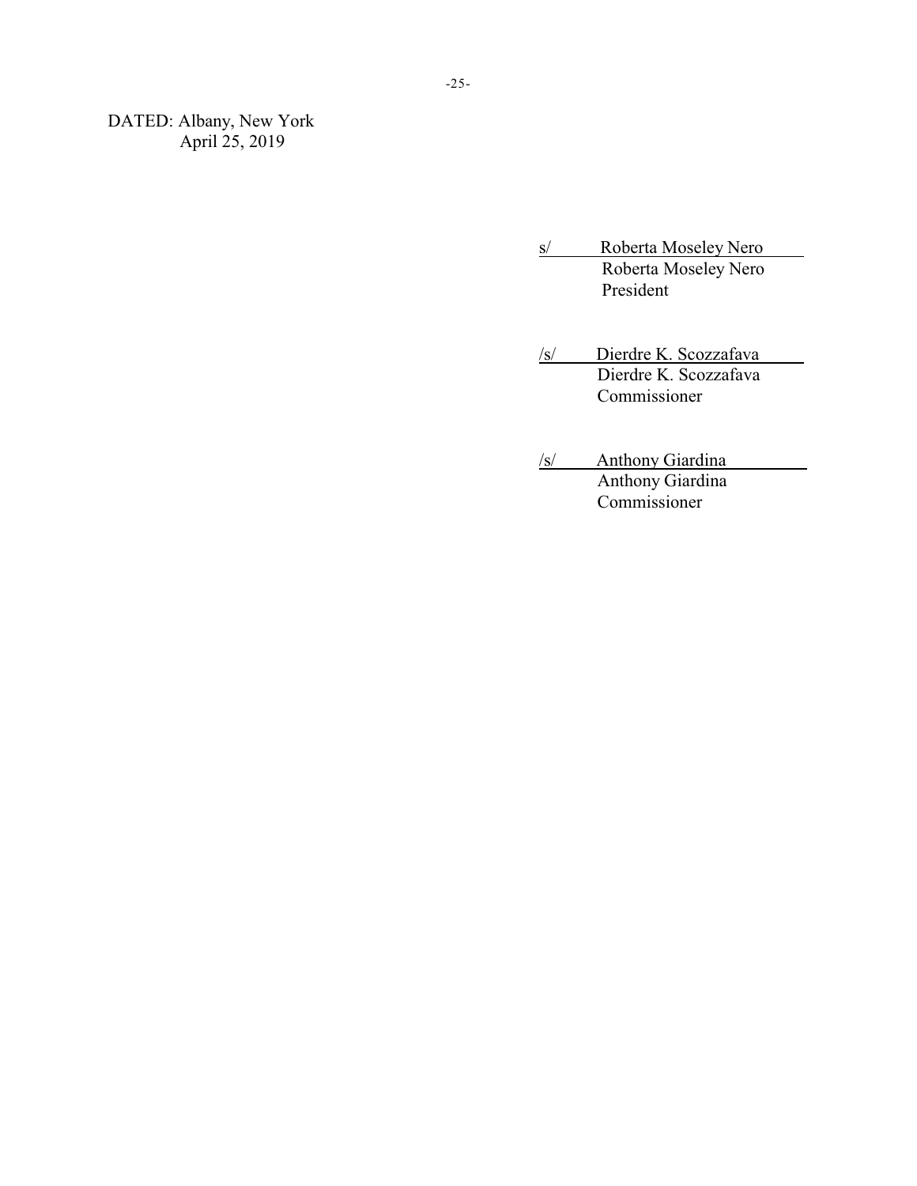DATED: Albany, New York
April 25, 2019

s/ Roberta Moseley Nero
Roberta Moseley Nero
President

/s/ Dierdre K. Scozzafava
Dierdre K. Scozzafava
Commissioner

/s/ Anthony Giardina
Anthony Giardina
Commissioner